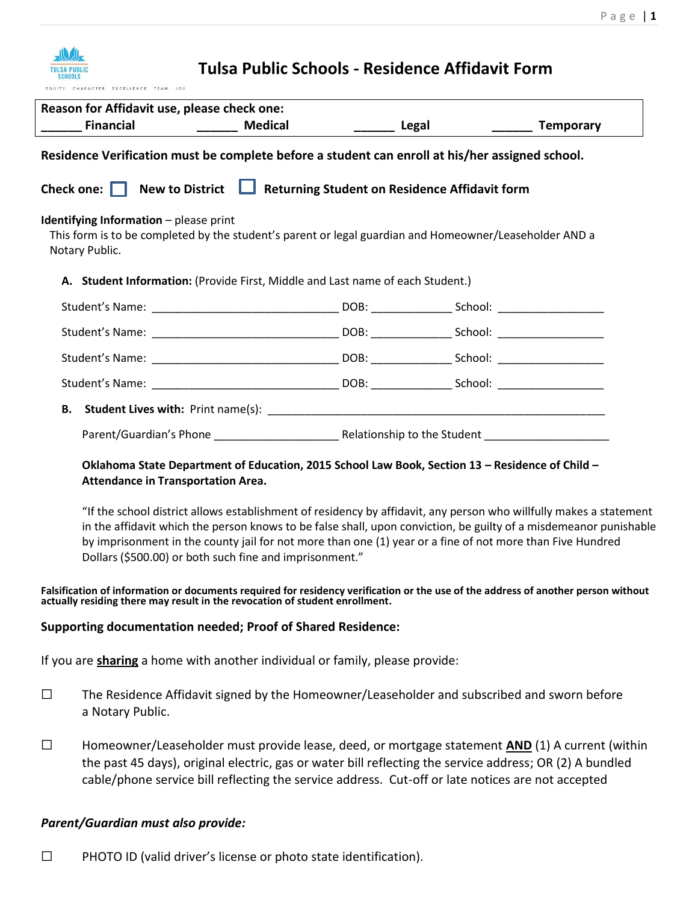# Tulsa Public Schools - Residence Affidavit Form

**Reason for Affidavit use, please check one:**
**______ Financial ______ Medical ______ Legal ______ Temporary**

**Residence Verification must be complete before a student can enroll at his/her assigned school.**

**Check one:** ☐ **New to District** ☐ **Returning Student on Residence Affidavit form**

**Identifying Information** – please print
This form is to be completed by the student's parent or legal guardian and Homeowner/Leaseholder AND a Notary Public.

**A. Student Information:** (Provide First, Middle and Last name of each Student.)

Student's Name: ______________________________ DOB: _____________ School: _________________

Student's Name: ______________________________ DOB: _____________ School: _________________

Student's Name: ______________________________ DOB: _____________ School: _________________

Student's Name: ______________________________ DOB: _____________ School: _________________

**B. Student Lives with:** Print name(s): ________________________________________________________

Parent/Guardian's Phone ____________________ Relationship to the Student ____________________

**Oklahoma State Department of Education, 2015 School Law Book, Section 13 – Residence of Child – Attendance in Transportation Area.**

"If the school district allows establishment of residency by affidavit, any person who willfully makes a statement in the affidavit which the person knows to be false shall, upon conviction, be guilty of a misdemeanor punishable by imprisonment in the county jail for not more than one (1) year or a fine of not more than Five Hundred Dollars ($500.00) or both such fine and imprisonment."

**Falsification of information or documents required for residency verification or the use of the address of another person without actually residing there may result in the revocation of student enrollment.**

**Supporting documentation needed; Proof of Shared Residence:**

If you are **sharing** a home with another individual or family, please provide:

☐ The Residence Affidavit signed by the Homeowner/Leaseholder and subscribed and sworn before a Notary Public.

☐ Homeowner/Leaseholder must provide lease, deed, or mortgage statement **AND** (1) A current (within the past 45 days), original electric, gas or water bill reflecting the service address; OR (2) A bundled cable/phone service bill reflecting the service address. Cut-off or late notices are not accepted

***Parent/Guardian must also provide:***

☐ PHOTO ID (valid driver's license or photo state identification).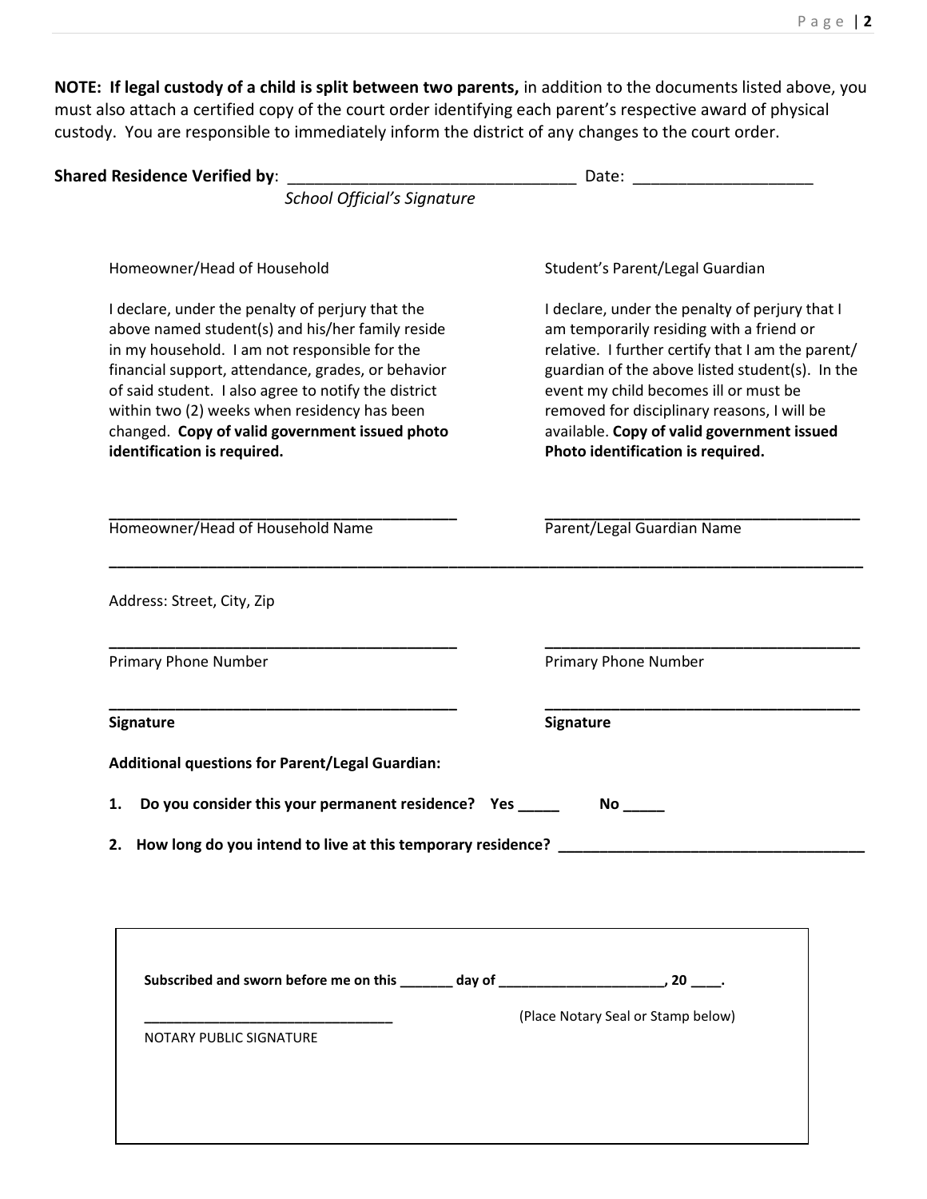**NOTE: If legal custody of a child is split between two parents,** in addition to the documents listed above, you must also attach a certified copy of the court order identifying each parent's respective award of physical custody. You are responsible to immediately inform the district of any changes to the court order.

**Shared Residence Verified by**: _________________________________ Date: ____________________

*School Official's Signature*

Homeowner/Head of Household

I declare, under the penalty of perjury that the above named student(s) and his/her family reside in my household. I am not responsible for the financial support, attendance, grades, or behavior of said student. I also agree to notify the district within two (2) weeks when residency has been changed. **Copy of valid government issued photo identification is required.**

_____________________________________________

Homeowner/Head of Household Name

Student's Parent/Legal Guardian

I declare, under the penalty of perjury that I am temporarily residing with a friend or relative. I further certify that I am the parent/ guardian of the above listed student(s). In the event my child becomes ill or must be removed for disciplinary reasons, I will be available. **Copy of valid government issued Photo identification is required.**

_________________________________________

Parent/Legal Guardian Name

___________________________________________________________________________________________

Address: Street, City, Zip

_____________________________________________

Primary Phone Number

_________________________________________

Primary Phone Number

_____________________________________________

**Signature**

_________________________________________

**Signature**

**Additional questions for Parent/Legal Guardian:**

1. **Do you consider this your permanent residence? Yes _____ No _____**
2. **How long do you intend to live at this temporary residence? ______________________________________**

**Subscribed and sworn before me on this _______ day of ______________________, 20 ____.**

_________________________________ (Place Notary Seal or Stamp below)

NOTARY PUBLIC SIGNATURE